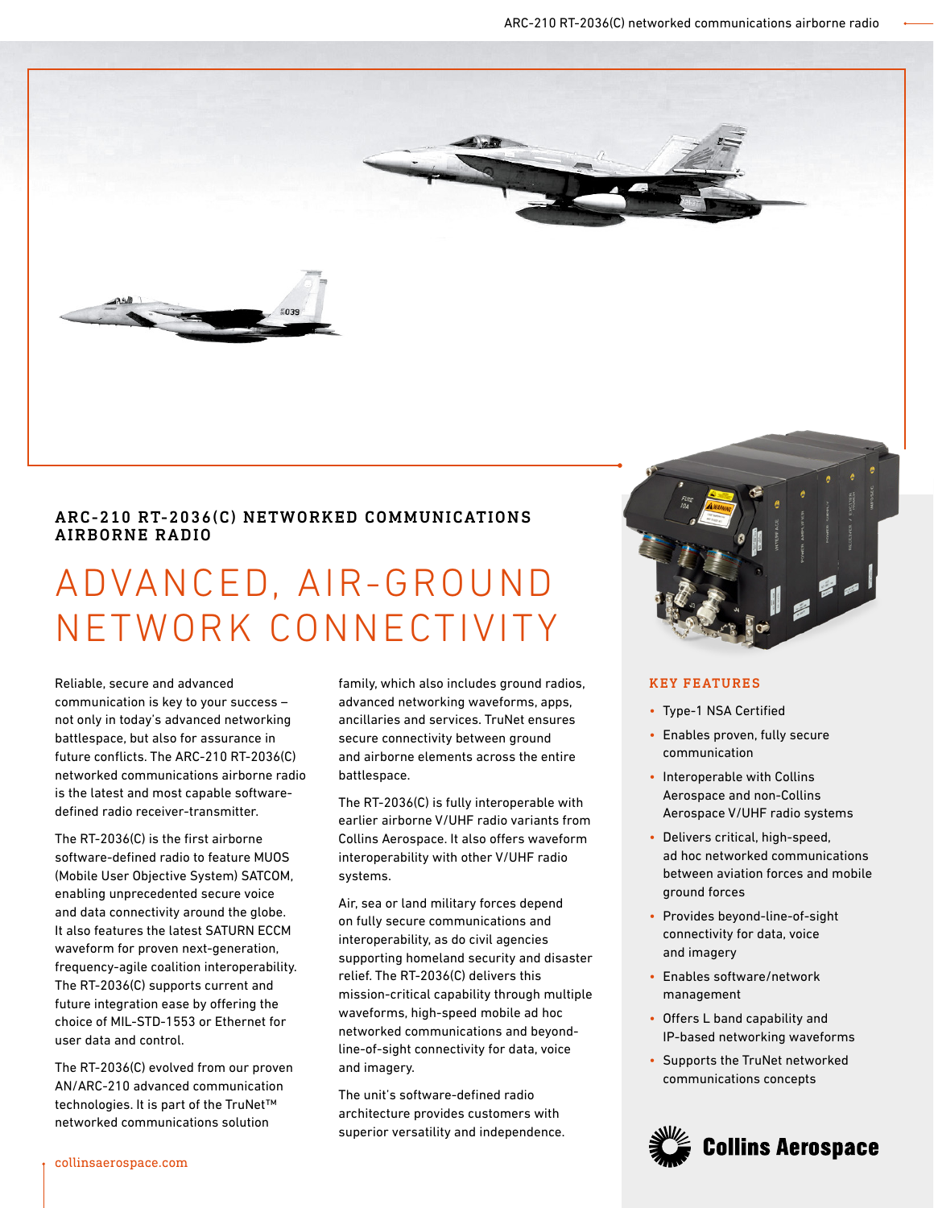## ARC-210 RT-2036(C) NETWORKED COMMUNICATIONS AIRBORNE RADIO

# ADVANCED, AIR-GROUND NETWORK CONNECTIVITY

Reliable, secure and advanced communication is key to your success – not only in today's advanced networking battlespace, but also for assurance in future conflicts. The ARC-210 RT-2036(C) networked communications airborne radio is the latest and most capable software-defined radio receiver-transmitter.

The RT-2036(C) is the first airborne software-defined radio to feature MUOS (Mobile User Objective System) SATCOM, enabling unprecedented secure voice and data connectivity around the globe. It also features the latest SATURN ECCM waveform for proven next-generation, frequency-agile coalition interoperability. The RT-2036(C) supports current and future integration ease by offering the choice of MIL-STD-1553 or Ethernet for user data and control.

The RT-2036(C) evolved from our proven AN/ARC-210 advanced communication technologies. It is part of the TruNet™ networked communications solution family, which also includes ground radios, advanced networking waveforms, apps, ancillaries and services. TruNet ensures secure connectivity between ground and airborne elements across the entire battlespace.

The RT-2036(C) is fully interoperable with earlier airborne V/UHF radio variants from Collins Aerospace. It also offers waveform interoperability with other V/UHF radio systems.

Air, sea or land military forces depend on fully secure communications and interoperability, as do civil agencies supporting homeland security and disaster relief. The RT-2036(C) delivers this mission-critical capability through multiple waveforms, high-speed mobile ad hoc networked communications and beyond-line-of-sight connectivity for data, voice and imagery.

The unit's software-defined radio architecture provides customers with superior versatility and independence.

### KEY FEATURES

- Type-1 NSA Certified
- Enables proven, fully secure communication
- Interoperable with Collins Aerospace and non-Collins Aerospace V/UHF radio systems
- Delivers critical, high-speed, ad hoc networked communications between aviation forces and mobile ground forces
- Provides beyond-line-of-sight connectivity for data, voice and imagery
- Enables software/network management
- Offers L band capability and IP-based networking waveforms
- Supports the TruNet networked communications concepts

Collins Aerospace

collinsaerospace.com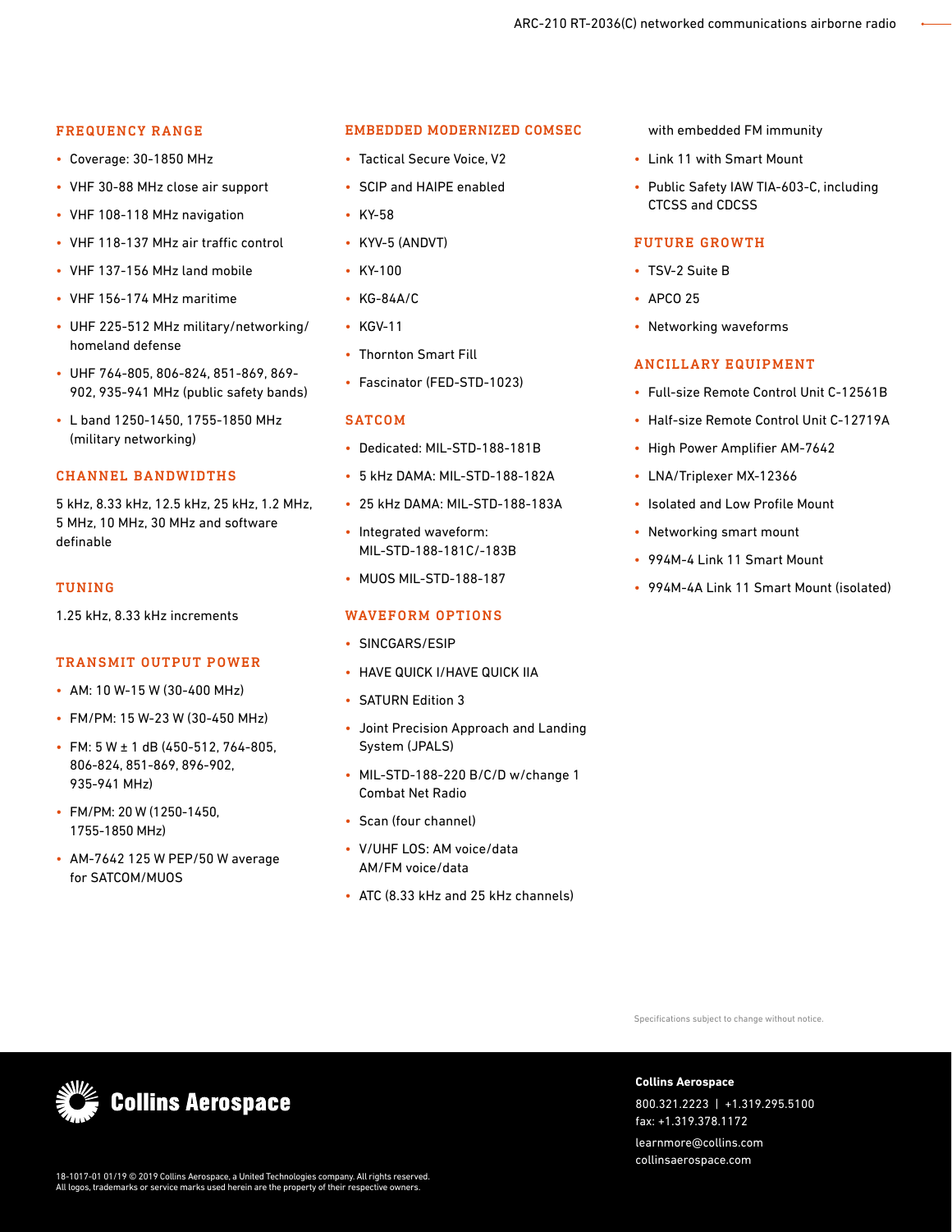## FREQUENCY RANGE

- Coverage: 30-1850 MHz
- VHF 30-88 MHz close air support
- VHF 108-118 MHz navigation
- VHF 118-137 MHz air traffic control
- VHF 137-156 MHz land mobile
- VHF 156-174 MHz maritime
- UHF 225-512 MHz military/networking/homeland defense
- UHF 764-805, 806-824, 851-869, 869-902, 935-941 MHz (public safety bands)
- L band 1250-1450, 1755-1850 MHz (military networking)

## CHANNEL BANDWIDTHS

5 kHz, 8.33 kHz, 12.5 kHz, 25 kHz, 1.2 MHz, 5 MHz, 10 MHz, 30 MHz and software definable

## TUNING

1.25 kHz, 8.33 kHz increments

## TRANSMIT OUTPUT POWER

- AM: 10 W-15 W (30-400 MHz)
- FM/PM: 15 W-23 W (30-450 MHz)
- FM: 5 W ± 1 dB (450-512, 764-805, 806-824, 851-869, 896-902, 935-941 MHz)
- FM/PM: 20 W (1250-1450, 1755-1850 MHz)
- AM-7642 125 W PEP/50 W average for SATCOM/MUOS

## EMBEDDED MODERNIZED COMSEC

- Tactical Secure Voice, V2
- SCIP and HAIPE enabled
- KY-58
- KYV-5 (ANDVT)
- KY-100
- KG-84A/C
- KGV-11
- Thornton Smart Fill
- Fascinator (FED-STD-1023)

## SATCOM

- Dedicated: MIL-STD-188-181B
- 5 kHz DAMA: MIL-STD-188-182A
- 25 kHz DAMA: MIL-STD-188-183A
- Integrated waveform: MIL-STD-188-181C/-183B
- MUOS MIL-STD-188-187

## WAVEFORM OPTIONS

- SINCGARS/ESIP
- HAVE QUICK I/HAVE QUICK IIA
- SATURN Edition 3
- Joint Precision Approach and Landing System (JPALS)
- MIL-STD-188-220 B/C/D w/change 1 Combat Net Radio
- Scan (four channel)
- V/UHF LOS: AM voice/data AM/FM voice/data
- ATC (8.33 kHz and 25 kHz channels) with embedded FM immunity
- Link 11 with Smart Mount
- Public Safety IAW TIA-603-C, including CTCSS and CDCSS

## FUTURE GROWTH

- TSV-2 Suite B
- APCO 25
- Networking waveforms

## ANCILLARY EQUIPMENT

- Full-size Remote Control Unit C-12561B
- Half-size Remote Control Unit C-12719A
- High Power Amplifier AM-7642
- LNA/Triplexer MX-12366
- Isolated and Low Profile Mount
- Networking smart mount
- 994M-4 Link 11 Smart Mount
- 994M-4A Link 11 Smart Mount (isolated)

Specifications subject to change without notice.

**Collins Aerospace**

**Collins Aerospace**
800.321.2223 | +1.319.295.5100
fax: +1.319.378.1172

learnmore@collins.com
collinsaerospace.com

18-1017-01 01/19 © 2019 Collins Aerospace, a United Technologies company. All rights reserved.
All logos, trademarks or service marks used herein are the property of their respective owners.